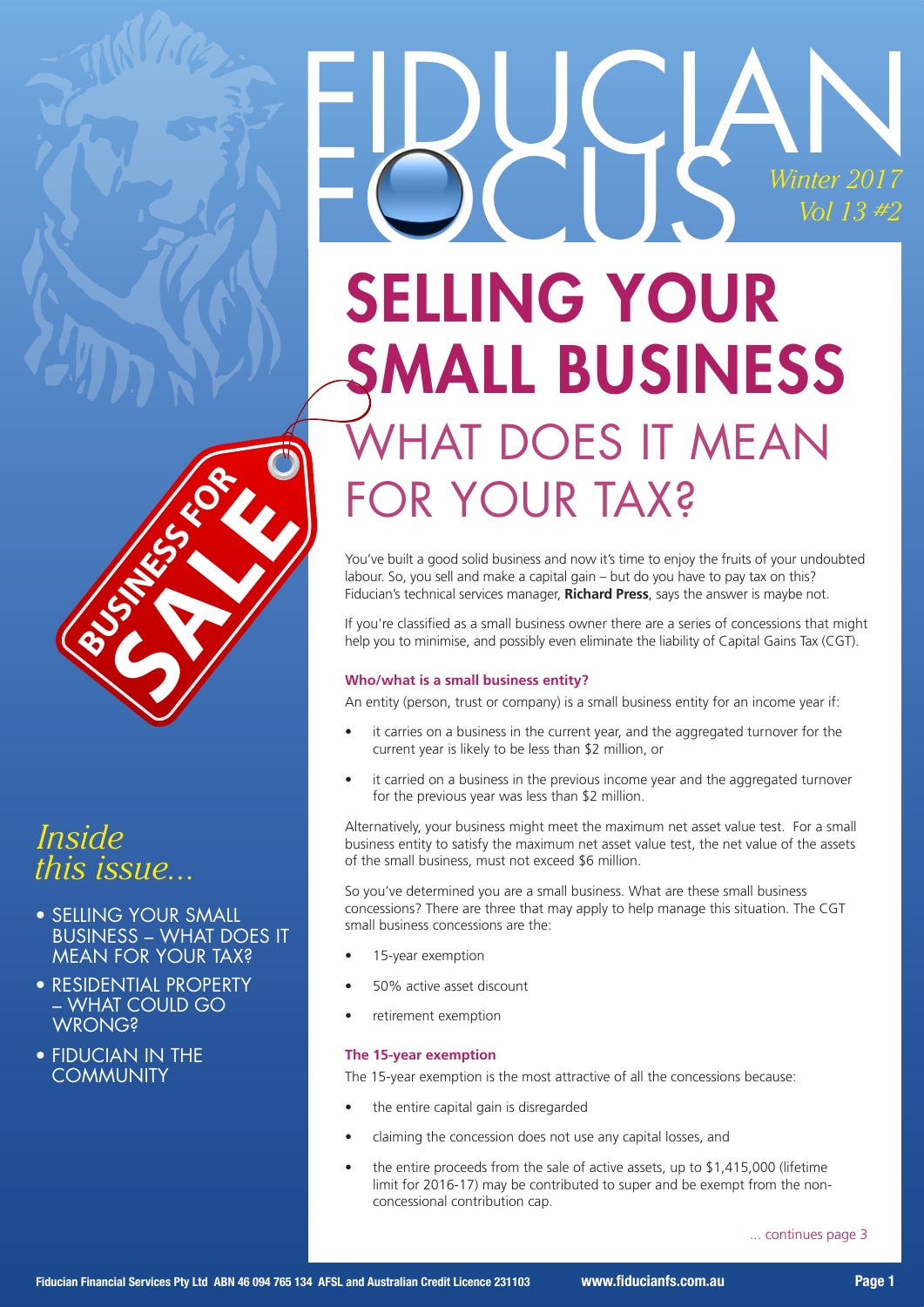# FIDUCIAN FOCUS

*Winter 2017 Vol 13 #2*

# SELLING YOUR SMALL BUSINESS

## WHAT DOES IT MEAN FOR YOUR TAX?

BUSINESS FOR SALE

*Inside this issue...*

- SELLING YOUR SMALL BUSINESS – WHAT DOES IT MEAN FOR YOUR TAX?
- RESIDENTIAL PROPERTY – WHAT COULD GO WRONG?
- FIDUCIAN IN THE COMMUNITY

You've built a good solid business and now it's time to enjoy the fruits of your undoubted labour. So, you sell and make a capital gain – but do you have to pay tax on this? Fiducian's technical services manager, **Richard Press**, says the answer is maybe not.

If you're classified as a small business owner there are a series of concessions that might help you to minimise, and possibly even eliminate the liability of Capital Gains Tax (CGT).

#### Who/what is a small business entity?

An entity (person, trust or company) is a small business entity for an income year if:

- it carries on a business in the current year, and the aggregated turnover for the current year is likely to be less than $2 million, or
- it carried on a business in the previous income year and the aggregated turnover for the previous year was less than $2 million.

Alternatively, your business might meet the maximum net asset value test. For a small business entity to satisfy the maximum net asset value test, the net value of the assets of the small business, must not exceed $6 million.

So you've determined you are a small business. What are these small business concessions? There are three that may apply to help manage this situation. The CGT small business concessions are the:

- 15-year exemption
- 50% active asset discount
- retirement exemption

#### The 15-year exemption

The 15-year exemption is the most attractive of all the concessions because:

- the entire capital gain is disregarded
- claiming the concession does not use any capital losses, and
- the entire proceeds from the sale of active assets, up to $1,415,000 (lifetime limit for 2016-17) may be contributed to super and be exempt from the non-concessional contribution cap.

... continues page 3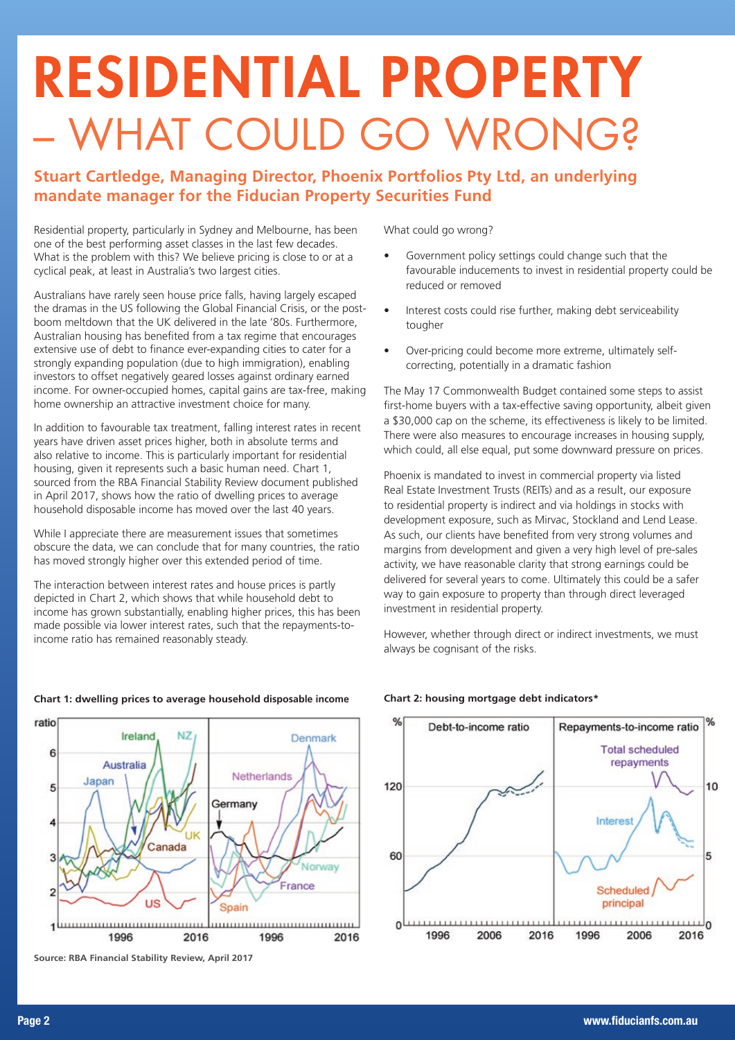# RESIDENTIAL PROPERTY – WHAT COULD GO WRONG?

**Stuart Cartledge, Managing Director, Phoenix Portfolios Pty Ltd, an underlying mandate manager for the Fiducian Property Securities Fund**

Residential property, particularly in Sydney and Melbourne, has been one of the best performing asset classes in the last few decades. What is the problem with this? We believe pricing is close to or at a cyclical peak, at least in Australia's two largest cities.

Australians have rarely seen house price falls, having largely escaped the dramas in the US following the Global Financial Crisis, or the post-boom meltdown that the UK delivered in the late '80s. Furthermore, Australian housing has benefited from a tax regime that encourages extensive use of debt to finance ever-expanding cities to cater for a strongly expanding population (due to high immigration), enabling investors to offset negatively geared losses against ordinary earned income. For owner-occupied homes, capital gains are tax-free, making home ownership an attractive investment choice for many.

In addition to favourable tax treatment, falling interest rates in recent years have driven asset prices higher, both in absolute terms and also relative to income. This is particularly important for residential housing, given it represents such a basic human need. Chart 1, sourced from the RBA Financial Stability Review document published in April 2017, shows how the ratio of dwelling prices to average household disposable income has moved over the last 40 years.

While I appreciate there are measurement issues that sometimes obscure the data, we can conclude that for many countries, the ratio has moved strongly higher over this extended period of time.

The interaction between interest rates and house prices is partly depicted in Chart 2, which shows that while household debt to income has grown substantially, enabling higher prices, this has been made possible via lower interest rates, such that the repayments-to-income ratio has remained reasonably steady.

What could go wrong?

- Government policy settings could change such that the favourable inducements to invest in residential property could be reduced or removed
- Interest costs could rise further, making debt serviceability tougher
- Over-pricing could become more extreme, ultimately self-correcting, potentially in a dramatic fashion

The May 17 Commonwealth Budget contained some steps to assist first-home buyers with a tax-effective saving opportunity, albeit given a $30,000 cap on the scheme, its effectiveness is likely to be limited. There were also measures to encourage increases in housing supply, which could, all else equal, put some downward pressure on prices.

Phoenix is mandated to invest in commercial property via listed Real Estate Investment Trusts (REITs) and as a result, our exposure to residential property is indirect and via holdings in stocks with development exposure, such as Mirvac, Stockland and Lend Lease. As such, our clients have benefited from very strong volumes and margins from development and given a very high level of pre-sales activity, we have reasonable clarity that strong earnings could be delivered for several years to come. Ultimately this could be a safer way to gain exposure to property than through direct leveraged investment in residential property.

However, whether through direct or indirect investments, we must always be cognisant of the risks.

**Chart 1: dwelling prices to average household disposable income**

**Chart 2: housing mortgage debt indicators***

**Source: RBA Financial Stability Review, April 2017**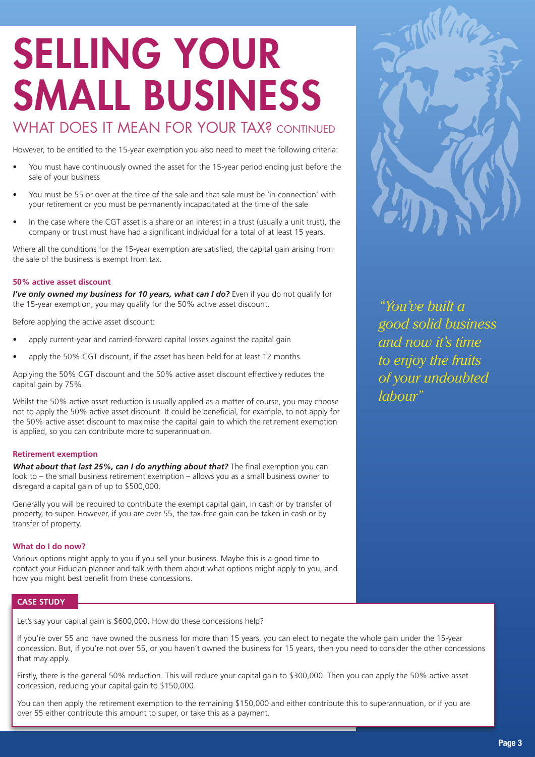# SELLING YOUR SMALL BUSINESS

## WHAT DOES IT MEAN FOR YOUR TAX? CONTINUED

However, to be entitled to the 15-year exemption you also need to meet the following criteria:

- You must have continuously owned the asset for the 15-year period ending just before the sale of your business
- You must be 55 or over at the time of the sale and that sale must be 'in connection' with your retirement or you must be permanently incapacitated at the time of the sale
- In the case where the CGT asset is a share or an interest in a trust (usually a unit trust), the company or trust must have had a significant individual for a total of at least 15 years.

Where all the conditions for the 15-year exemption are satisfied, the capital gain arising from the sale of the business is exempt from tax.

### 50% active asset discount

***I've only owned my business for 10 years, what can I do?*** Even if you do not qualify for the 15-year exemption, you may qualify for the 50% active asset discount.

Before applying the active asset discount:

- apply current-year and carried-forward capital losses against the capital gain
- apply the 50% CGT discount, if the asset has been held for at least 12 months.

Applying the 50% CGT discount and the 50% active asset discount effectively reduces the capital gain by 75%.

Whilst the 50% active asset reduction is usually applied as a matter of course, you may choose not to apply the 50% active asset discount. It could be beneficial, for example, to not apply for the 50% active asset discount to maximise the capital gain to which the retirement exemption is applied, so you can contribute more to superannuation.

### Retirement exemption

***What about that last 25%, can I do anything about that?*** The final exemption you can look to – the small business retirement exemption – allows you as a small business owner to disregard a capital gain of up to $500,000.

Generally you will be required to contribute the exempt capital gain, in cash or by transfer of property, to super. However, if you are over 55, the tax-free gain can be taken in cash or by transfer of property.

### What do I do now?

Various options might apply to you if you sell your business. Maybe this is a good time to contact your Fiducian planner and talk with them about what options might apply to you, and how you might best benefit from these concessions.

*"You've built a good solid business and now it's time to enjoy the fruits of your undoubted labour"*

### CASE STUDY

Let's say your capital gain is $600,000. How do these concessions help?

If you're over 55 and have owned the business for more than 15 years, you can elect to negate the whole gain under the 15-year concession. But, if you're not over 55, or you haven't owned the business for 15 years, then you need to consider the other concessions that may apply.

Firstly, there is the general 50% reduction. This will reduce your capital gain to $300,000. Then you can apply the 50% active asset concession, reducing your capital gain to $150,000.

You can then apply the retirement exemption to the remaining $150,000 and either contribute this to superannuation, or if you are over 55 either contribute this amount to super, or take this as a payment.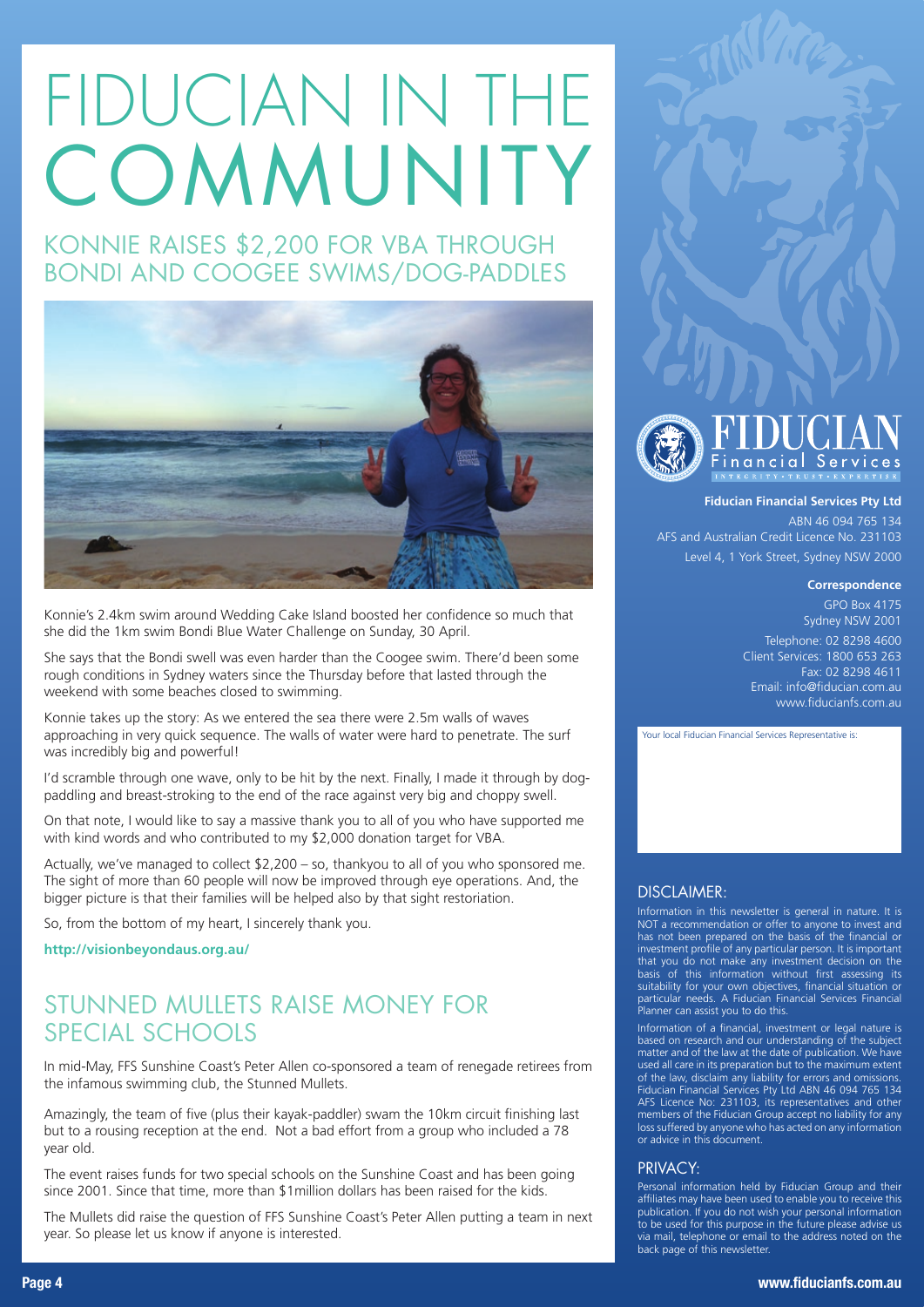# FIDUCIAN IN THE COMMUNITY

## KONNIE RAISES $2,200 FOR VBA THROUGH BONDI AND COOGEE SWIMS/DOG-PADDLES

Konnie's 2.4km swim around Wedding Cake Island boosted her confidence so much that she did the 1km swim Bondi Blue Water Challenge on Sunday, 30 April.

She says that the Bondi swell was even harder than the Coogee swim. There'd been some rough conditions in Sydney waters since the Thursday before that lasted through the weekend with some beaches closed to swimming.

Konnie takes up the story: As we entered the sea there were 2.5m walls of waves approaching in very quick sequence. The walls of water were hard to penetrate. The surf was incredibly big and powerful!

I'd scramble through one wave, only to be hit by the next. Finally, I made it through by dog-paddling and breast-stroking to the end of the race against very big and choppy swell.

On that note, I would like to say a massive thank you to all of you who have supported me with kind words and who contributed to my $2,000 donation target for VBA.

Actually, we've managed to collect $2,200 – so, thankyou to all of you who sponsored me. The sight of more than 60 people will now be improved through eye operations. And, the bigger picture is that their families will be helped also by that sight restoration.

So, from the bottom of my heart, I sincerely thank you.

**http://visionbeyondaus.org.au/**

## STUNNED MULLETS RAISE MONEY FOR SPECIAL SCHOOLS

In mid-May, FFS Sunshine Coast's Peter Allen co-sponsored a team of renegade retirees from the infamous swimming club, the Stunned Mullets.

Amazingly, the team of five (plus their kayak-paddler) swam the 10km circuit finishing last but to a rousing reception at the end. Not a bad effort from a group who included a 78 year old.

The event raises funds for two special schools on the Sunshine Coast and has been going since 2001. Since that time, more than $1million dollars has been raised for the kids.

The Mullets did raise the question of FFS Sunshine Coast's Peter Allen putting a team in next year. So please let us know if anyone is interested.

---

FIDUCIAN Financial Services

INTEGRITY • TRUST • EXPERTISE

**Fiducian Financial Services Pty Ltd**
ABN 46 094 765 134
AFS and Australian Credit Licence No. 231103
Level 4, 1 York Street, Sydney NSW 2000

**Correspondence**
GPO Box 4175
Sydney NSW 2001
Telephone: 02 8298 4600
Client Services: 1800 653 263
Fax: 02 8298 4611
Email: info@fiducian.com.au
www.fiducianfs.com.au

Your local Fiducian Financial Services Representative is:

### DISCLAIMER:

Information in this newsletter is general in nature. It is NOT a recommendation or offer to anyone to invest and has not been prepared on the basis of the financial or investment profile of any particular person. It is important that you do not make any investment decision on the basis of this information without first assessing its suitability for your own objectives, financial situation or particular needs. A Fiducian Financial Services Financial Planner can assist you to do this.

Information of a financial, investment or legal nature is based on research and our understanding of the subject matter and of the law at the date of publication. We have used all care in its preparation but to the maximum extent of the law, disclaim any liability for errors and omissions. Fiducian Financial Services Pty Ltd ABN 46 094 765 134 AFS Licence No: 231103, its representatives and other members of the Fiducian Group accept no liability for any loss suffered by anyone who has acted on any information or advice in this document.

### PRIVACY:

Personal information held by Fiducian Group and their affiliates may have been used to enable you to receive this publication. If you do not wish your personal information to be used for this purpose in the future please advise us via mail, telephone or email to the address noted on the back page of this newsletter.